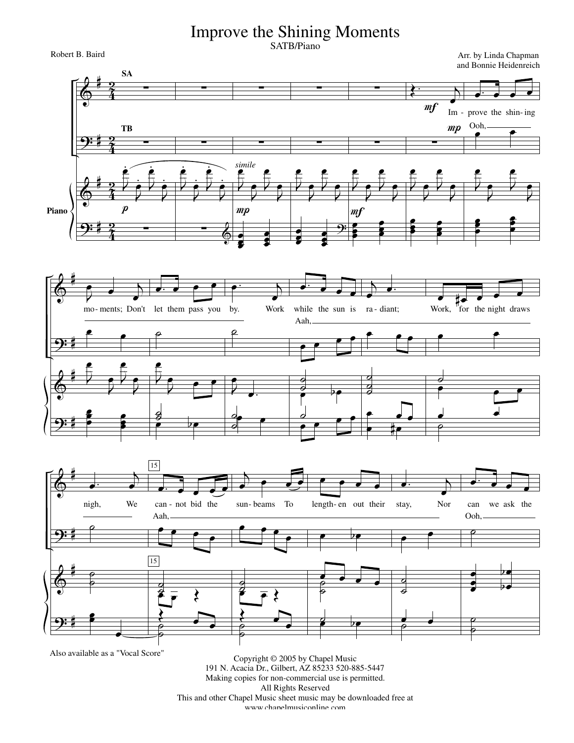# Improve the Shining Moments

SATB/Piano

Robert B. Baird

Arr. by Linda Chapman
and Bonnie Heidenreich

Also available as a "Vocal Score"

Copyright © 2005 by Chapel Music
191 N. Acacia Dr., Gilbert, AZ 85233 520-885-5447
Making copies for non-commercial use is permitted.
All Rights Reserved
This and other Chapel Music sheet music may be downloaded free at
www.chapelmusiconline.com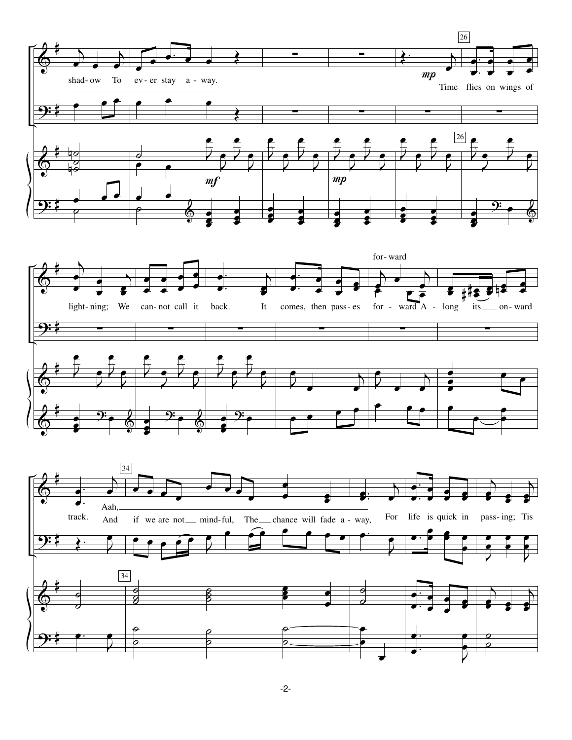26

*mp*

shad- ow To ev- er stay a - way. Time flies on wings of

*mf*

*mp*

for- ward

light- ning; We can- not call it back. It comes, then pass- es for - ward A - long its on- ward

34

Aah,

track. And if we are not mind- ful, The chance will fade a - way, For life is quick in pass- ing; 'Tis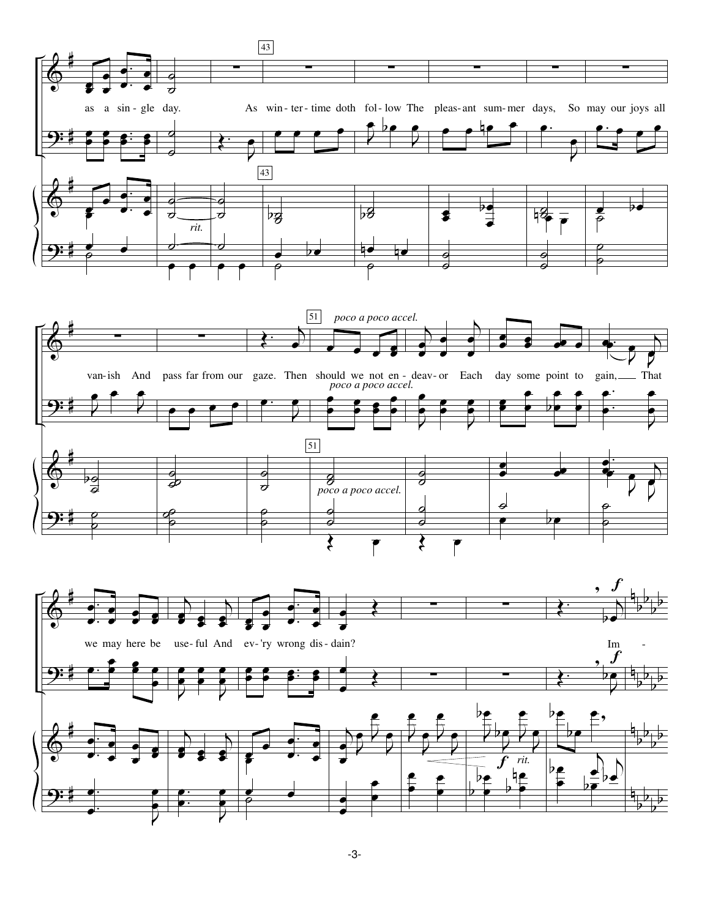43

as a sin - gle day. As win - ter - time doth fol - low The pleas - ant sum - mer days, So may our joys all

*rit.*

51 *poco a poco accel.*

van - ish And pass far from our gaze. Then should we not en - deav - or Each day some point to gain, That

we may here be use - ful And ev - 'ry wrong dis - dain? Im -

***f*** *rit.*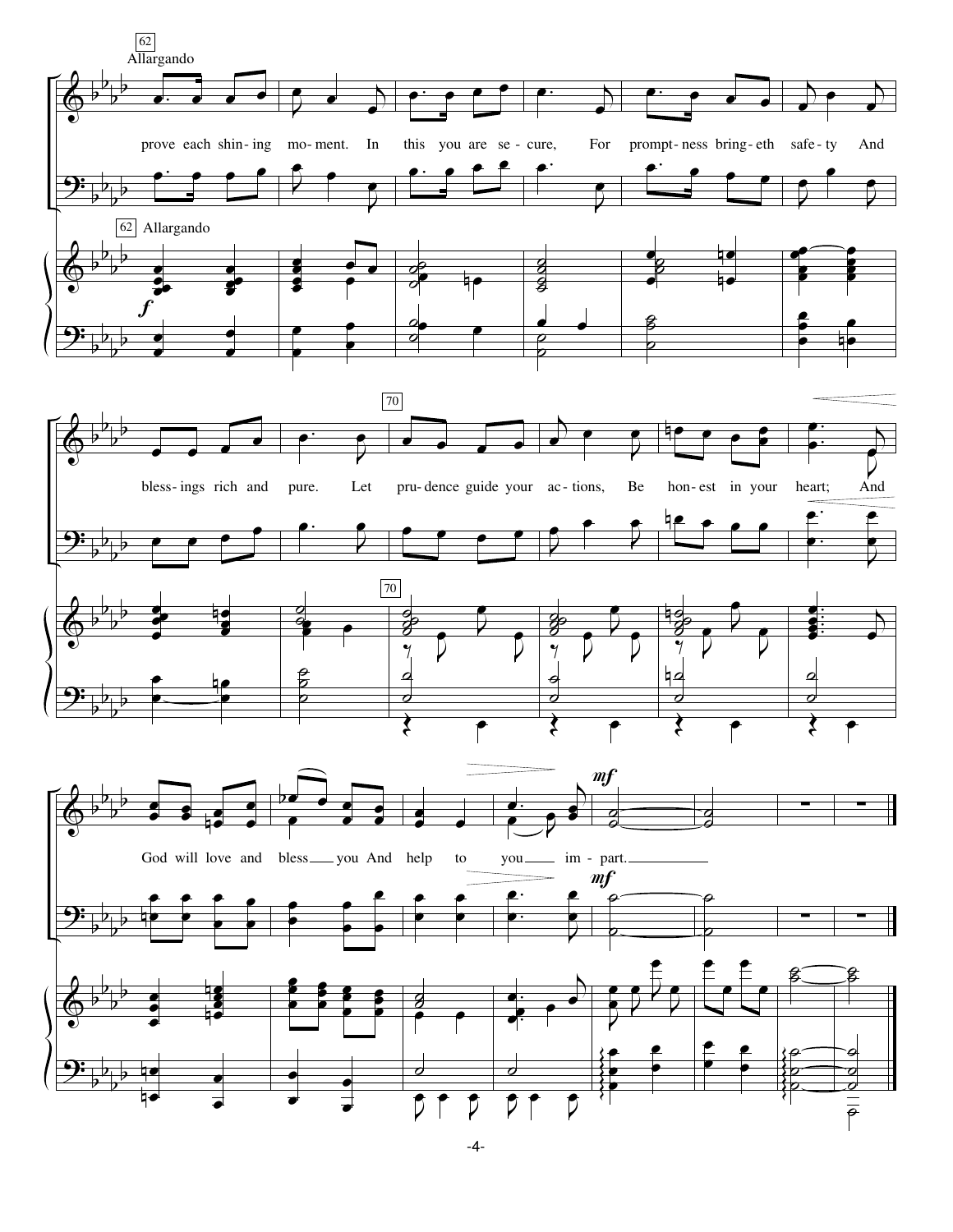62

Allargando

prove each shin- ing mo- ment. In this you are se - cure, For prompt- ness bring- eth safe- ty And

62 Allargando

*f*

bless- ings rich and pure. Let pru- dence guide your ac - tions, Be hon- est in your heart; And

70

70

*mf*

God will love and bless ___ you And help to you ___ im - part. ___

*mf*